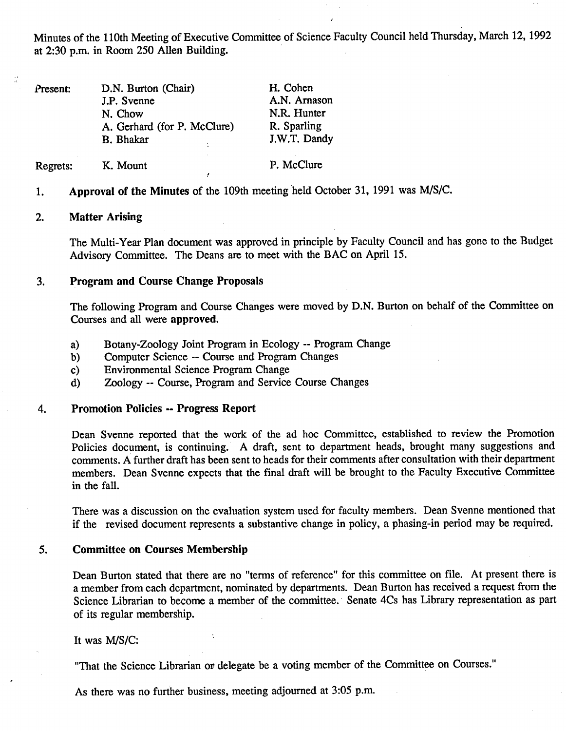Minutes of the 110th Meeting of Executive Committee of Science Faculty Council held Thursday, March 12, 1992 at 2:30 p.m. in Room 250 Allen Building.

| | | |
|---|---|---|
| Present: | D.N. Burton (Chair) | H. Cohen |
| | J.P. Svenne | A.N. Arnason |
| | N. Chow | N.R. Hunter |
| | A. Gerhard (for P. McClure) | R. Sparling |
| | B. Bhakar | J.W.T. Dandy |
| Regrets: | K. Mount | P. McClure |

1. **Approval of the Minutes** of the 109th meeting held October 31, 1991 was M/S/C.

2. **Matter Arising**

   The Multi-Year Plan document was approved in principle by Faculty Council and has gone to the Budget Advisory Committee. The Deans are to meet with the BAC on April 15.

3. **Program and Course Change Proposals**

   The following Program and Course Changes were moved by D.N. Burton on behalf of the Committee on Courses and all were **approved.**

   a) Botany-Zoology Joint Program in Ecology -- Program Change
   b) Computer Science -- Course and Program Changes
   c) Environmental Science Program Change
   d) Zoology -- Course, Program and Service Course Changes

4. **Promotion Policies -- Progress Report**

   Dean Svenne reported that the work of the ad hoc Committee, established to review the Promotion Policies document, is continuing. A draft, sent to department heads, brought many suggestions and comments. A further draft has been sent to heads for their comments after consultation with their department members. Dean Svenne expects that the final draft will be brought to the Faculty Executive Committee in the fall.

   There was a discussion on the evaluation system used for faculty members. Dean Svenne mentioned that if the revised document represents a substantive change in policy, a phasing-in period may be required.

5. **Committee on Courses Membership**

   Dean Burton stated that there are no "terms of reference" for this committee on file. At present there is a member from each department, nominated by departments. Dean Burton has received a request from the Science Librarian to become a member of the committee. Senate 4Cs has Library representation as part of its regular membership.

   It was M/S/C:

   "That the Science Librarian or delegate be a voting member of the Committee on Courses."

   As there was no further business, meeting adjourned at 3:05 p.m.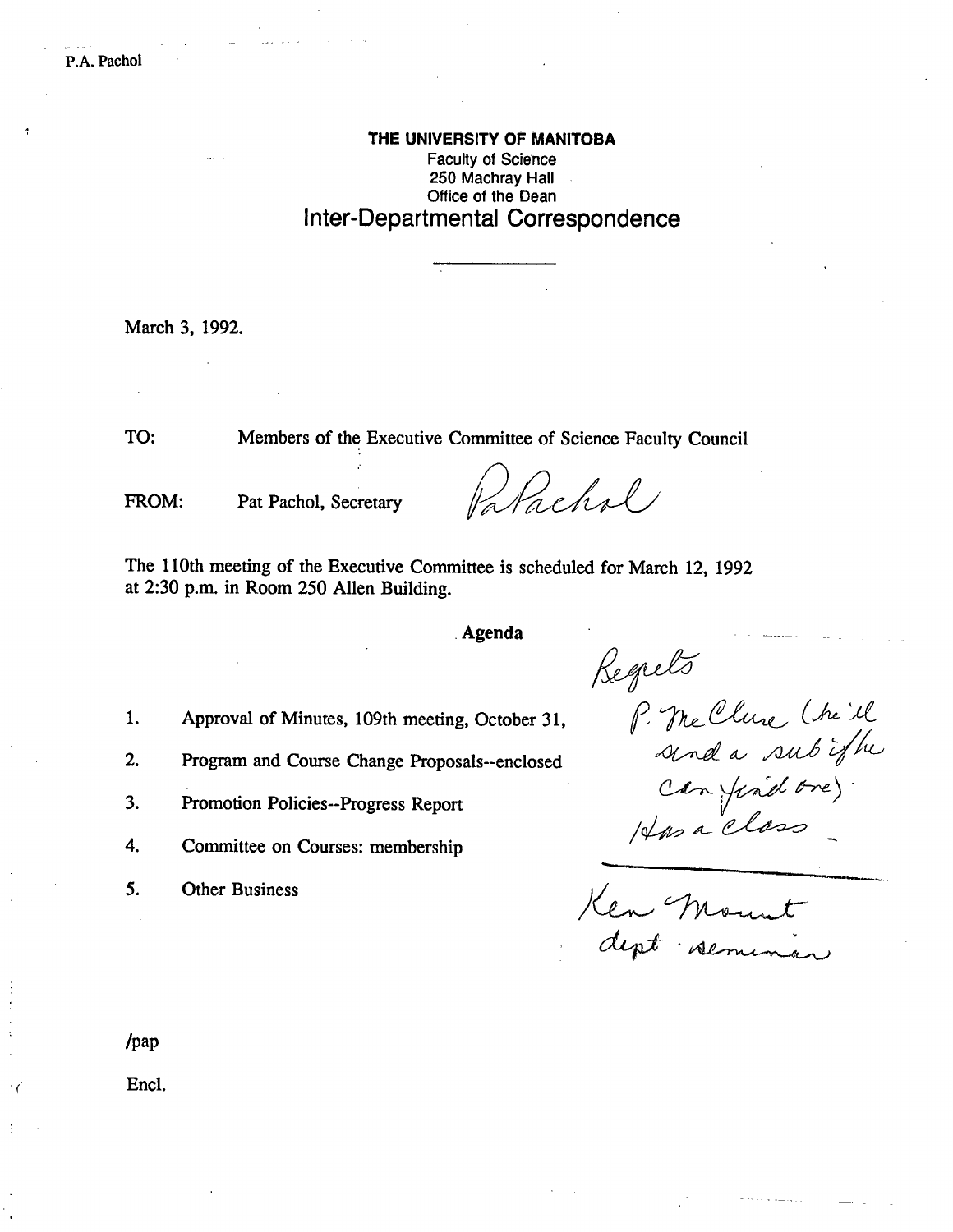P.A. Pachol

**THE UNIVERSITY OF MANITOBA**
Faculty of Science
250 Machray Hall
Office of the Dean

## Inter-Departmental Correspondence

---

March 3, 1992.

TO: Members of the Executive Committee of Science Faculty Council

FROM: Pat Pachol, Secretary *PaPachol*

The 110th meeting of the Executive Committee is scheduled for March 12, 1992 at 2:30 p.m. in Room 250 Allen Building.

**Agenda**

1. Approval of Minutes, 109th meeting, October 31,
2. Program and Course Change Proposals--enclosed
3. Promotion Policies--Progress Report
4. Committee on Courses: membership
5. Other Business

*Regrets*
*P. McClure (he'll send a sub if he can find one). Has a class.*

---

*Ken Mount*
*dept. seminar*

/pap

Encl.